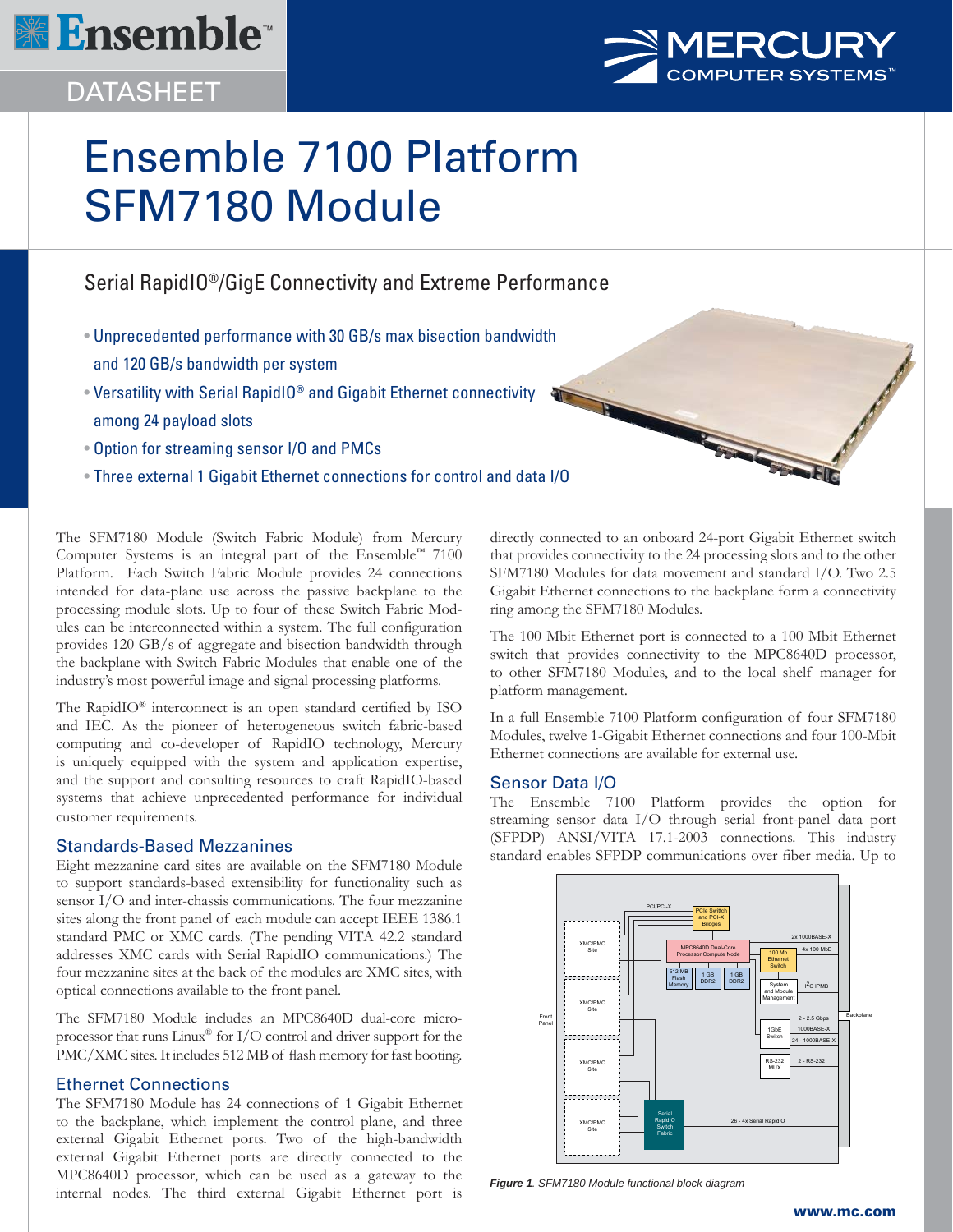# Ensemble 7100 Platform SFM7180 Module

## Serial RapidIO®/GigE Connectivity and Extreme Performance

- Unprecedented performance with 30 GB/s max bisection bandwidth and 120 GB/s bandwidth per system
- Versatility with Serial RapidIO® and Gigabit Ethernet connectivity among 24 payload slots
- Option for streaming sensor I/O and PMCs
- Three external 1 Gigabit Ethernet connections for control and data I/O

The SFM7180 Module (Switch Fabric Module) from Mercury Computer Systems is an integral part of the Ensemble™ 7100 Platform. Each Switch Fabric Module provides 24 connections intended for data-plane use across the passive backplane to the processing module slots. Up to four of these Switch Fabric Modules can be interconnected within a system. The full configuration provides 120 GB/s of aggregate and bisection bandwidth through the backplane with Switch Fabric Modules that enable one of the industry's most powerful image and signal processing platforms.

The RapidIO® interconnect is an open standard certified by ISO and IEC. As the pioneer of heterogeneous switch fabric-based computing and co-developer of RapidIO technology, Mercury is uniquely equipped with the system and application expertise, and the support and consulting resources to craft RapidIO-based systems that achieve unprecedented performance for individual customer requirements.

### Standards-Based Mezzanines

Eight mezzanine card sites are available on the SFM7180 Module to support standards-based extensibility for functionality such as sensor I/O and inter-chassis communications. The four mezzanine sites along the front panel of each module can accept IEEE 1386.1 standard PMC or XMC cards. (The pending VITA 42.2 standard addresses XMC cards with Serial RapidIO communications.) The four mezzanine sites at the back of the modules are XMC sites, with optical connections available to the front panel.

The SFM7180 Module includes an MPC8640D dual-core microprocessor that runs Linux® for I/O control and driver support for the PMC/XMC sites. It includes 512 MB of flash memory for fast booting.

### Ethernet Connections

The SFM7180 Module has 24 connections of 1 Gigabit Ethernet to the backplane, which implement the control plane, and three external Gigabit Ethernet ports. Two of the high-bandwidth external Gigabit Ethernet ports are directly connected to the MPC8640D processor, which can be used as a gateway to the internal nodes. The third external Gigabit Ethernet port is directly connected to an onboard 24-port Gigabit Ethernet switch that provides connectivity to the 24 processing slots and to the other SFM7180 Modules for data movement and standard I/O. Two 2.5 Gigabit Ethernet connections to the backplane form a connectivity ring among the SFM7180 Modules.

The 100 Mbit Ethernet port is connected to a 100 Mbit Ethernet switch that provides connectivity to the MPC8640D processor, to other SFM7180 Modules, and to the local shelf manager for platform management.

In a full Ensemble 7100 Platform configuration of four SFM7180 Modules, twelve 1-Gigabit Ethernet connections and four 100-Mbit Ethernet connections are available for external use.

### Sensor Data I/O

The Ensemble 7100 Platform provides the option for streaming sensor data I/O through serial front-panel data port (SFPDP) ANSI/VITA 17.1-2003 connections. This industry standard enables SFPDP communications over fiber media. Up to

*Figure 1. SFM7180 Module functional block diagram*

www.mc.com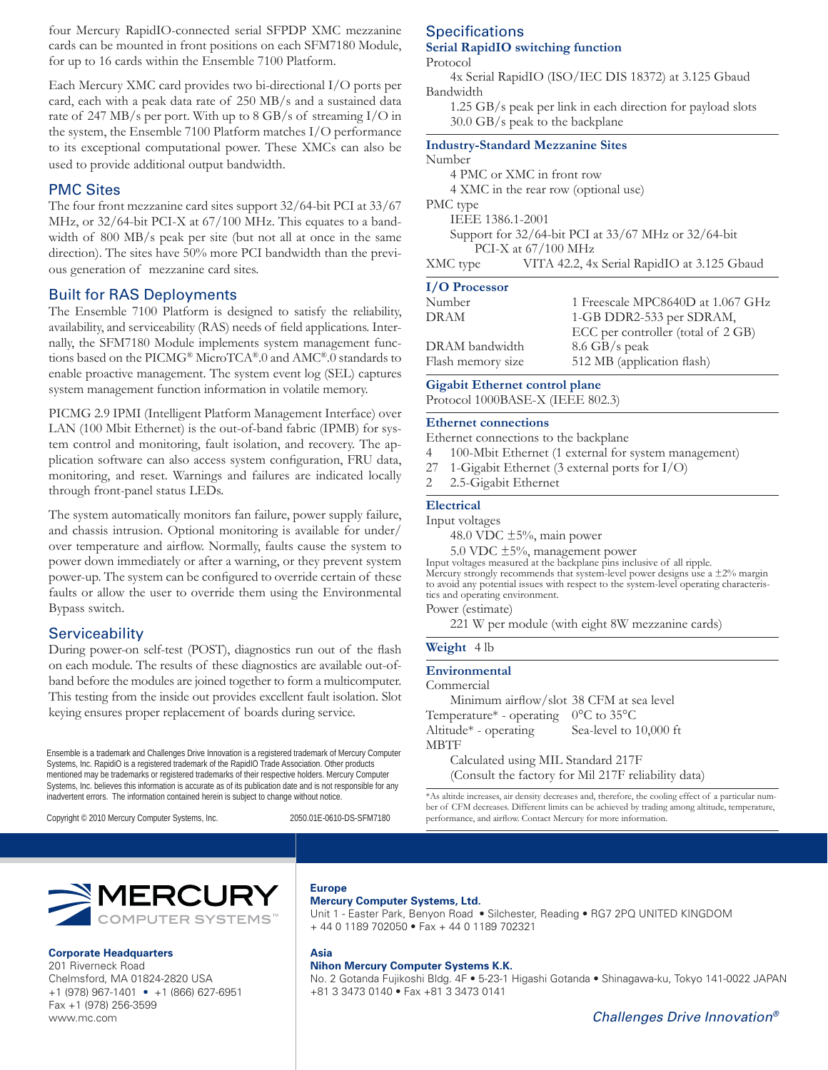four Mercury RapidIO-connected serial SFPDP XMC mezzanine cards can be mounted in front positions on each SFM7180 Module, for up to 16 cards within the Ensemble 7100 Platform.

Each Mercury XMC card provides two bi-directional I/O ports per card, each with a peak data rate of 250 MB/s and a sustained data rate of 247 MB/s per port. With up to 8 GB/s of streaming I/O in the system, the Ensemble 7100 Platform matches I/O performance to its exceptional computational power. These XMCs can also be used to provide additional output bandwidth.

## PMC Sites

The four front mezzanine card sites support 32/64-bit PCI at 33/67 MHz, or 32/64-bit PCI-X at 67/100 MHz. This equates to a bandwidth of 800 MB/s peak per site (but not all at once in the same direction). The sites have 50% more PCI bandwidth than the previous generation of mezzanine card sites.

## Built for RAS Deployments

The Ensemble 7100 Platform is designed to satisfy the reliability, availability, and serviceability (RAS) needs of field applications. Internally, the SFM7180 Module implements system management functions based on the PICMG® MicroTCA®.0 and AMC®.0 standards to enable proactive management. The system event log (SEL) captures system management function information in volatile memory.

PICMG 2.9 IPMI (Intelligent Platform Management Interface) over LAN (100 Mbit Ethernet) is the out-of-band fabric (IPMB) for system control and monitoring, fault isolation, and recovery. The application software can also access system configuration, FRU data, monitoring, and reset. Warnings and failures are indicated locally through front-panel status LEDs.

The system automatically monitors fan failure, power supply failure, and chassis intrusion. Optional monitoring is available for under/over temperature and airflow. Normally, faults cause the system to power down immediately or after a warning, or they prevent system power-up. The system can be configured to override certain of these faults or allow the user to override them using the Environmental Bypass switch.

## Serviceability

During power-on self-test (POST), diagnostics run out of the flash on each module. The results of these diagnostics are available out-of-band before the modules are joined together to form a multicomputer. This testing from the inside out provides excellent fault isolation. Slot keying ensures proper replacement of boards during service.

Ensemble is a trademark and Challenges Drive Innovation is a registered trademark of Mercury Computer Systems, Inc. RapidIO is a registered trademark of the RapidIO Trade Association. Other products mentioned may be trademarks or registered trademarks of their respective holders. Mercury Computer Systems, Inc. believes this information is accurate as of its publication date and is not responsible for any inadvertent errors. The information contained herein is subject to change without notice.

Copyright © 2010 Mercury Computer Systems, Inc. 2050.01E-0610-DS-SFM7180

## Specifications

### Serial RapidIO switching function

Protocol
4x Serial RapidIO (ISO/IEC DIS 18372) at 3.125 Gbaud

Bandwidth
1.25 GB/s peak per link in each direction for payload slots
30.0 GB/s peak to the backplane

### Industry-Standard Mezzanine Sites

Number
4 PMC or XMC in front row
4 XMC in the rear row (optional use)

PMC type
IEEE 1386.1-2001
Support for 32/64-bit PCI at 33/67 MHz or 32/64-bit PCI-X at 67/100 MHz

XMC type VITA 42.2, 4x Serial RapidIO at 3.125 Gbaud

### I/O Processor

| | |
|---|---|
| Number | 1 Freescale MPC8640D at 1.067 GHz |
| DRAM | 1-GB DDR2-533 per SDRAM, ECC per controller (total of 2 GB) |
| DRAM bandwidth | 8.6 GB/s peak |
| Flash memory size | 512 MB (application flash) |

### Gigabit Ethernet control plane

Protocol 1000BASE-X (IEEE 802.3)

### Ethernet connections

Ethernet connections to the backplane
4 100-Mbit Ethernet (1 external for system management)
27 1-Gigabit Ethernet (3 external ports for I/O)
2 2.5-Gigabit Ethernet

### Electrical

Input voltages
48.0 VDC ±5%, main power
5.0 VDC ±5%, management power

Input voltages measured at the backplane pins inclusive of all ripple.
Mercury strongly recommends that system-level power designs use a ±2% margin to avoid any potential issues with respect to the system-level operating characteristics and operating environment.

Power (estimate)
221 W per module (with eight 8W mezzanine cards)

### Weight 4 lb

### Environmental

Commercial
Minimum airflow/slot 38 CFM at sea level
Temperature* - operating 0°C to 35°C
Altitude* - operating Sea-level to 10,000 ft

MBTF
Calculated using MIL Standard 217F
(Consult the factory for Mil 217F reliability data)

*As altitde increases, air density decreases and, therefore, the cooling effect of a particular number of CFM decreases. Different limits can be achieved by trading among altitude, temperature, performance, and airflow. Contact Mercury for more information.

MERCURY COMPUTER SYSTEMS™

**Corporate Headquarters**
201 Riverneck Road
Chelmsford, MA 01824-2820 USA
+1 (978) 967-1401 • +1 (866) 627-6951
Fax +1 (978) 256-3599
www.mc.com

**Europe**
**Mercury Computer Systems, Ltd.**
Unit 1 - Easter Park, Benyon Road • Silchester, Reading • RG7 2PQ UNITED KINGDOM
+ 44 0 1189 702050 • Fax + 44 0 1189 702321

**Asia**
**Nihon Mercury Computer Systems K.K.**
No. 2 Gotanda Fujikoshi Bldg. 4F • 5-23-1 Higashi Gotanda • Shinagawa-ku, Tokyo 141-0022 JAPAN
+81 3 3473 0140 • Fax +81 3 3473 0141

*Challenges Drive Innovation®*